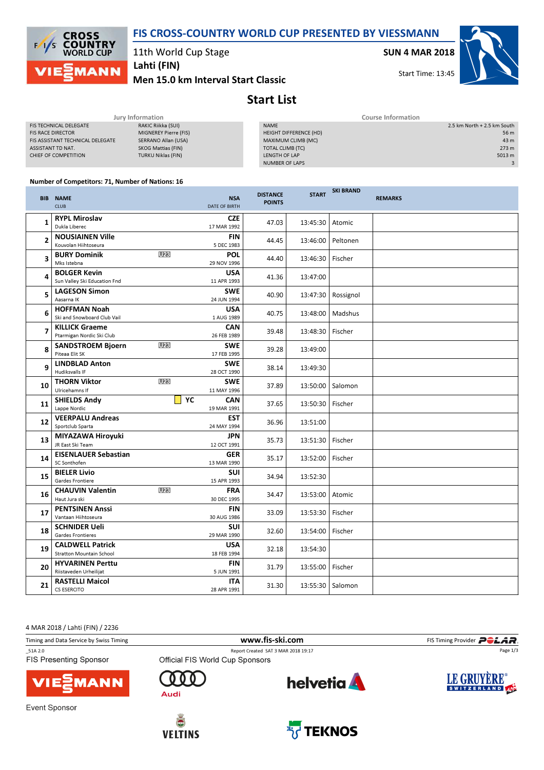# FIS CROSS-COUNTRY WORLD CUP PRESENTED BY VIESSMANN

11th World Cup Stage
**Lahti (FIN)**
**Men 15.0 km Interval Start Classic**

**SUN 4 MAR 2018**
Start Time: 13:45

## Start List

**Jury Information**

| | |
|---|---|
| FIS TECHNICAL DELEGATE | RAKIC Riikka (SUI) |
| FIS RACE DIRECTOR | MIGNEREY Pierre (FIS) |
| FIS ASSISTANT TECHNICAL DELEGATE | SERRANO Allan (USA) |
| ASSISTANT TD NAT. | SKOG Mattias (FIN) |
| CHIEF OF COMPETITION | TURKU Niklas (FIN) |

**Course Information**

| | |
|---|---|
| NAME | 2.5 km North + 2.5 km South |
| HEIGHT DIFFERENCE (HD) | 56 m |
| MAXIMUM CLIMB (MC) | 43 m |
| TOTAL CLIMB (TC) | 273 m |
| LENGTH OF LAP | 5013 m |
| NUMBER OF LAPS | 3 |

**Number of Competitors: 71, Number of Nations: 16**

| BIB | NAME / CLUB | | NSA / DATE OF BIRTH | DISTANCE POINTS | START | SKI BRAND | REMARKS |
|---|---|---|---|---|---|---|---|
| 1 | **RYPL Miroslav** Dukla Liberec | | **CZE** 17 MAR 1992 | 47.03 | 13:45:30 | Atomic | |
| 2 | **NOUSIAINEN Ville** Kouvolan Hiihtoseura | | **FIN** 5 DEC 1983 | 44.45 | 13:46:00 | Peltonen | |
| 3 | **BURY Dominik** Mks Istebna | U23 | **POL** 29 NOV 1996 | 44.40 | 13:46:30 | Fischer | |
| 4 | **BOLGER Kevin** Sun Valley Ski Education Fnd | | **USA** 11 APR 1993 | 41.36 | 13:47:00 | | |
| 5 | **LAGESON Simon** Aasarna IK | | **SWE** 24 JUN 1994 | 40.90 | 13:47:30 | Rossignol | |
| 6 | **HOFFMAN Noah** Ski and Snowboard Club Vail | | **USA** 1 AUG 1989 | 40.75 | 13:48:00 | Madshus | |
| 7 | **KILLICK Graeme** Ptarmigan Nordic Ski Club | | **CAN** 26 FEB 1989 | 39.48 | 13:48:30 | Fischer | |
| 8 | **SANDSTROEM Bjoern** Piteaa Elit SK | U23 | **SWE** 17 FEB 1995 | 39.28 | 13:49:00 | | |
| 9 | **LINDBLAD Anton** Hudiksvalls IF | | **SWE** 28 OCT 1990 | 38.14 | 13:49:30 | | |
| 10 | **THORN Viktor** Ulricehamns If | U23 | **SWE** 11 MAY 1996 | 37.89 | 13:50:00 | Salomon | |
| 11 | **SHIELDS Andy** Lappe Nordic | YC | **CAN** 19 MAR 1991 | 37.65 | 13:50:30 | Fischer | |
| 12 | **VEERPALU Andreas** Sportclub Sparta | | **EST** 24 MAY 1994 | 36.96 | 13:51:00 | | |
| 13 | **MIYAZAWA Hiroyuki** JR East Ski Team | | **JPN** 12 OCT 1991 | 35.73 | 13:51:30 | Fischer | |
| 14 | **EISENLAUER Sebastian** SC Sonthofen | | **GER** 13 MAR 1990 | 35.17 | 13:52:00 | Fischer | |
| 15 | **BIELER Livio** Gardes Frontiere | | **SUI** 15 APR 1993 | 34.94 | 13:52:30 | | |
| 16 | **CHAUVIN Valentin** Haut Jura ski | U23 | **FRA** 30 DEC 1995 | 34.47 | 13:53:00 | Atomic | |
| 17 | **PENTSINEN Anssi** Vantaan Hiihtoseura | | **FIN** 30 AUG 1986 | 33.09 | 13:53:30 | Fischer | |
| 18 | **SCHNIDER Ueli** Gardes Frontieres | | **SUI** 29 MAR 1990 | 32.60 | 13:54:00 | Fischer | |
| 19 | **CALDWELL Patrick** Stratton Mountain School | | **USA** 18 FEB 1994 | 32.18 | 13:54:30 | | |
| 20 | **HYVARINEN Perttu** Riistaveden Urheilijat | | **FIN** 5 JUN 1991 | 31.79 | 13:55:00 | Fischer | |
| 21 | **RASTELLI Maicol** CS ESERCITO | | **ITA** 28 APR 1991 | 31.30 | 13:55:30 | Salomon | |

4 MAR 2018 / Lahti (FIN) / 2236

Timing and Data Service by Swiss Timing — www.fis-ski.com — FIS Timing Provider POLAR

_51A 2.0 — Report Created SAT 3 MAR 2018 19:17

FIS Presenting Sponsor: VIESSMANN

Official FIS World Cup Sponsors: Audi, helvetia, LE GRUYÈRE SWITZERLAND

Event Sponsor: VELTINS, TEKNOS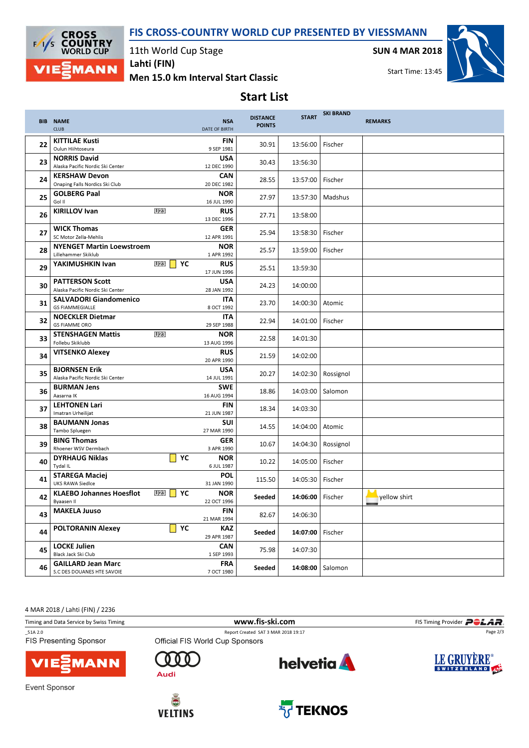# FIS CROSS-COUNTRY WORLD CUP PRESENTED BY VIESSMANN

11th World Cup Stage
Lahti (FIN)
Men 15.0 km Interval Start Classic

SUN 4 MAR 2018
Start Time: 13:45

## Start List

| BIB | NAME / CLUB | | NSA / DATE OF BIRTH | DISTANCE POINTS | START | SKI BRAND | REMARKS |
|---|---|---|---|---|---|---|---|
| 22 | KITTILAE Kusti<br>Oulun Hiihtoseura | | FIN<br>9 SEP 1981 | 30.91 | 13:56:00 | Fischer | |
| 23 | NORRIS David<br>Alaska Pacific Nordic Ski Center | | USA<br>12 DEC 1990 | 30.43 | 13:56:30 | | |
| 24 | KERSHAW Devon<br>Onaping Falls Nordics Ski Club | | CAN<br>20 DEC 1982 | 28.55 | 13:57:00 | Fischer | |
| 25 | GOLBERG Paal<br>Gol Il | | NOR<br>16 JUL 1990 | 27.97 | 13:57:30 | Madshus | |
| 26 | KIRILLOV Ivan | U23 | RUS<br>13 DEC 1996 | 27.71 | 13:58:00 | | |
| 27 | WICK Thomas<br>SC Motor Zella-Mehlis | | GER<br>12 APR 1991 | 25.94 | 13:58:30 | Fischer | |
| 28 | NYENGET Martin Loewstroem<br>Lillehammer Skiklub | | NOR<br>1 APR 1992 | 25.57 | 13:59:00 | Fischer | |
| 29 | YAKIMUSHKIN Ivan | U23 YC | RUS<br>17 JUN 1996 | 25.51 | 13:59:30 | | |
| 30 | PATTERSON Scott<br>Alaska Pacific Nordic Ski Center | | USA<br>28 JAN 1992 | 24.23 | 14:00:00 | | |
| 31 | SALVADORI Giandomenico<br>GS FIAMMEGIALLE | | ITA<br>8 OCT 1992 | 23.70 | 14:00:30 | Atomic | |
| 32 | NOECKLER Dietmar<br>GS FIAMME ORO | | ITA<br>29 SEP 1988 | 22.94 | 14:01:00 | Fischer | |
| 33 | STENSHAGEN Mattis<br>Follebu Skiklubb | U23 | NOR<br>13 AUG 1996 | 22.58 | 14:01:30 | | |
| 34 | VITSENKO Alexey | | RUS<br>20 APR 1990 | 21.59 | 14:02:00 | | |
| 35 | BJORNSEN Erik<br>Alaska Pacific Nordic Ski Center | | USA<br>14 JUL 1991 | 20.27 | 14:02:30 | Rossignol | |
| 36 | BURMAN Jens<br>Aasarna IK | | SWE<br>16 AUG 1994 | 18.86 | 14:03:00 | Salomon | |
| 37 | LEHTONEN Lari<br>Imatran Urheilijat | | FIN<br>21 JUN 1987 | 18.34 | 14:03:30 | | |
| 38 | BAUMANN Jonas<br>Tambo Spluegen | | SUI<br>27 MAR 1990 | 14.55 | 14:04:00 | Atomic | |
| 39 | BING Thomas<br>Rhoener WSV Dermbach | | GER<br>3 APR 1990 | 10.67 | 14:04:30 | Rossignol | |
| 40 | DYRHAUG Niklas<br>Tydal IL | YC | NOR<br>6 JUL 1987 | 10.22 | 14:05:00 | Fischer | |
| 41 | STAREGA Maciej<br>UKS RAWA Siedlce | | POL<br>31 JAN 1990 | 115.50 | 14:05:30 | Fischer | |
| 42 | KLAEBO Johannes Hoesflot<br>Byaasen Il | U23 YC | NOR<br>22 OCT 1996 | **Seeded** | **14:06:00** | Fischer | yellow shirt |
| 43 | MAKELA Juuso | | FIN<br>21 MAR 1994 | 82.67 | 14:06:30 | | |
| 44 | POLTORANIN Alexey | YC | KAZ<br>29 APR 1987 | **Seeded** | **14:07:00** | Fischer | |
| 45 | LOCKE Julien<br>Black Jack Ski Club | | CAN<br>1 SEP 1993 | 75.98 | 14:07:30 | | |
| 46 | GAILLARD Jean Marc<br>S.C DES DOUANES HTE SAVOIE | | FRA<br>7 OCT 1980 | **Seeded** | **14:08:00** | Salomon | |

4 MAR 2018 / Lahti (FIN) / 2236

Timing and Data Service by Swiss Timing | www.fis-ski.com | FIS Timing Provider POLAR

_51A 2.0 | Report Created SAT 3 MAR 2018 19:17

FIS Presenting Sponsor: VIESSMANN

Official FIS World Cup Sponsors: Audi, helvetia, LE GRUYÈRE SWITZERLAND AOP

Event Sponsor: VELTINS, TEKNOS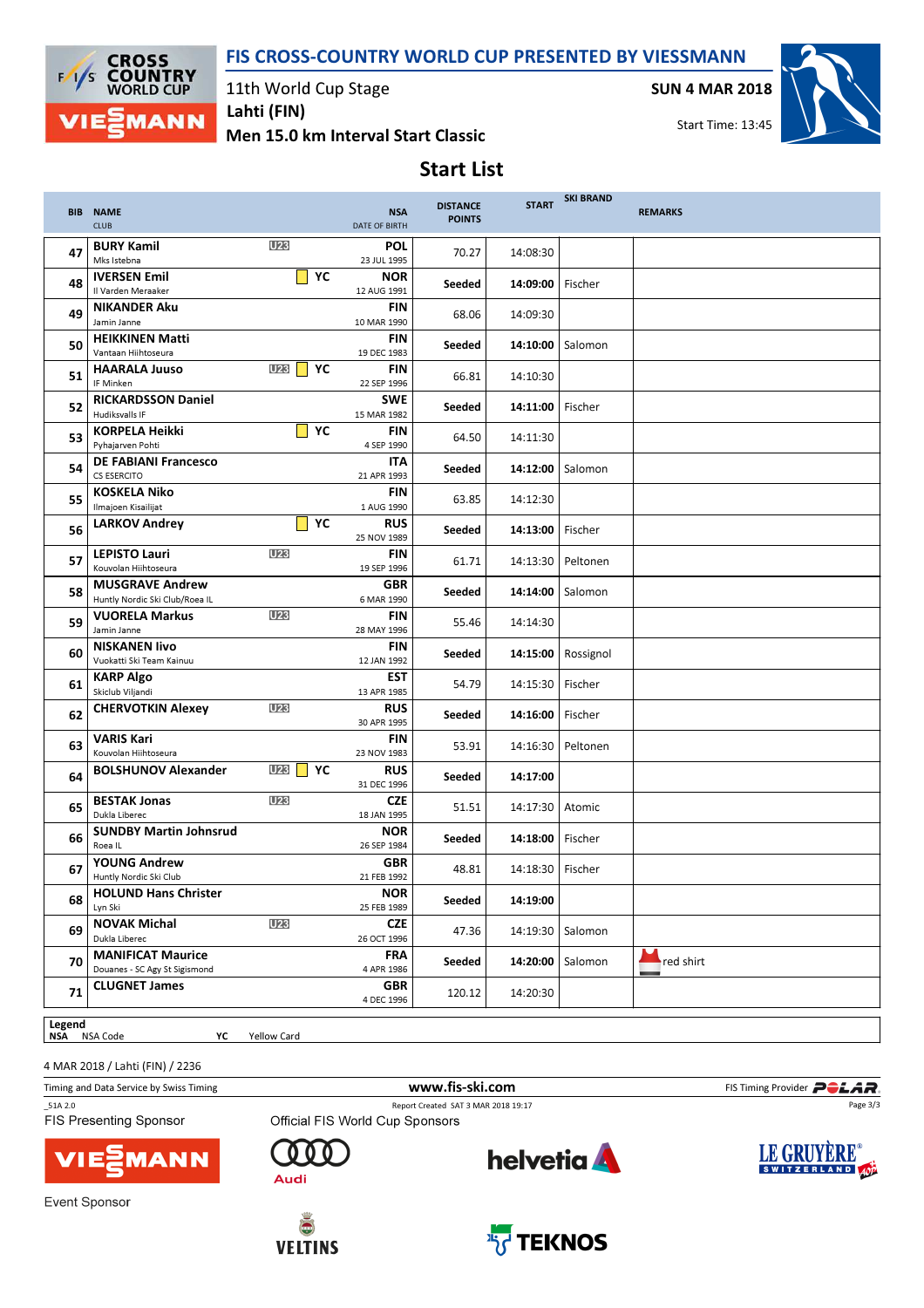## FIS CROSS-COUNTRY WORLD CUP PRESENTED BY VIESSMANN

11th World Cup Stage
Lahti (FIN)
Men 15.0 km Interval Start Classic

SUN 4 MAR 2018
Start Time: 13:45

# Start List

| BIB | NAME / CLUB | | NSA / DATE OF BIRTH | DISTANCE POINTS | START | SKI BRAND | REMARKS |
|---|---|---|---|---|---|---|---|
| 47 | BURY Kamil / Mks Istebna | U23 | POL / 23 JUL 1995 | 70.27 | 14:08:30 | | |
| 48 | IVERSEN Emil / Il Varden Meraaker | YC | NOR / 12 AUG 1991 | Seeded | 14:09:00 | Fischer | |
| 49 | NIKANDER Aku / Jamin Janne | | FIN / 10 MAR 1990 | 68.06 | 14:09:30 | | |
| 50 | HEIKKINEN Matti / Vantaan Hiihtoseura | | FIN / 19 DEC 1983 | Seeded | 14:10:00 | Salomon | |
| 51 | HAARALA Juuso / IF Minken | U23 YC | FIN / 22 SEP 1996 | 66.81 | 14:10:30 | | |
| 52 | RICKARDSSON Daniel / Hudiksvalls IF | | SWE / 15 MAR 1982 | Seeded | 14:11:00 | Fischer | |
| 53 | KORPELA Heikki / Pyhajarven Pohti | YC | FIN / 4 SEP 1990 | 64.50 | 14:11:30 | | |
| 54 | DE FABIANI Francesco / CS ESERCITO | | ITA / 21 APR 1993 | Seeded | 14:12:00 | Salomon | |
| 55 | KOSKELA Niko / Ilmajoen Kisailijat | | FIN / 1 AUG 1990 | 63.85 | 14:12:30 | | |
| 56 | LARKOV Andrey | YC | RUS / 25 NOV 1989 | Seeded | 14:13:00 | Fischer | |
| 57 | LEPISTO Lauri / Kouvolan Hiihtoseura | U23 | FIN / 19 SEP 1996 | 61.71 | 14:13:30 | Peltonen | |
| 58 | MUSGRAVE Andrew / Huntly Nordic Ski Club/Roea IL | | GBR / 6 MAR 1990 | Seeded | 14:14:00 | Salomon | |
| 59 | VUORELA Markus / Jamin Janne | U23 | FIN / 28 MAY 1996 | 55.46 | 14:14:30 | | |
| 60 | NISKANEN Iivo / Vuokatti Ski Team Kainuu | | FIN / 12 JAN 1992 | Seeded | 14:15:00 | Rossignol | |
| 61 | KARP Algo / Skiclub Viljandi | | EST / 13 APR 1985 | 54.79 | 14:15:30 | Fischer | |
| 62 | CHERVOTKIN Alexey | U23 | RUS / 30 APR 1995 | Seeded | 14:16:00 | Fischer | |
| 63 | VARIS Kari / Kouvolan Hiihtoseura | | FIN / 23 NOV 1983 | 53.91 | 14:16:30 | Peltonen | |
| 64 | BOLSHUNOV Alexander | U23 YC | RUS / 31 DEC 1996 | Seeded | 14:17:00 | | |
| 65 | BESTAK Jonas / Dukla Liberec | U23 | CZE / 18 JAN 1995 | 51.51 | 14:17:30 | Atomic | |
| 66 | SUNDBY Martin Johnsrud / Roea IL | | NOR / 26 SEP 1984 | Seeded | 14:18:00 | Fischer | |
| 67 | YOUNG Andrew / Huntly Nordic Ski Club | | GBR / 21 FEB 1992 | 48.81 | 14:18:30 | Fischer | |
| 68 | HOLUND Hans Christer / Lyn Ski | | NOR / 25 FEB 1989 | Seeded | 14:19:00 | | |
| 69 | NOVAK Michal / Dukla Liberec | U23 | CZE / 26 OCT 1996 | 47.36 | 14:19:30 | Salomon | |
| 70 | MANIFICAT Maurice / Douanes - SC Agy St Sigismond | | FRA / 4 APR 1986 | Seeded | 14:20:00 | Salomon | red shirt |
| 71 | CLUGNET James | | GBR / 4 DEC 1996 | 120.12 | 14:20:30 | | |

**Legend**
NSA NSA Code YC Yellow Card

4 MAR 2018 / Lahti (FIN) / 2236

Timing and Data Service by Swiss Timing — www.fis-ski.com — FIS Timing Provider POLAR

_51A 2.0 — Report Created SAT 3 MAR 2018 19:17

FIS Presenting Sponsor: VIESSMANN
Official FIS World Cup Sponsors: Audi, helvetia, LE GRUYÈRE SWITZERLAND, VELTINS, TEKNOS
Event Sponsor